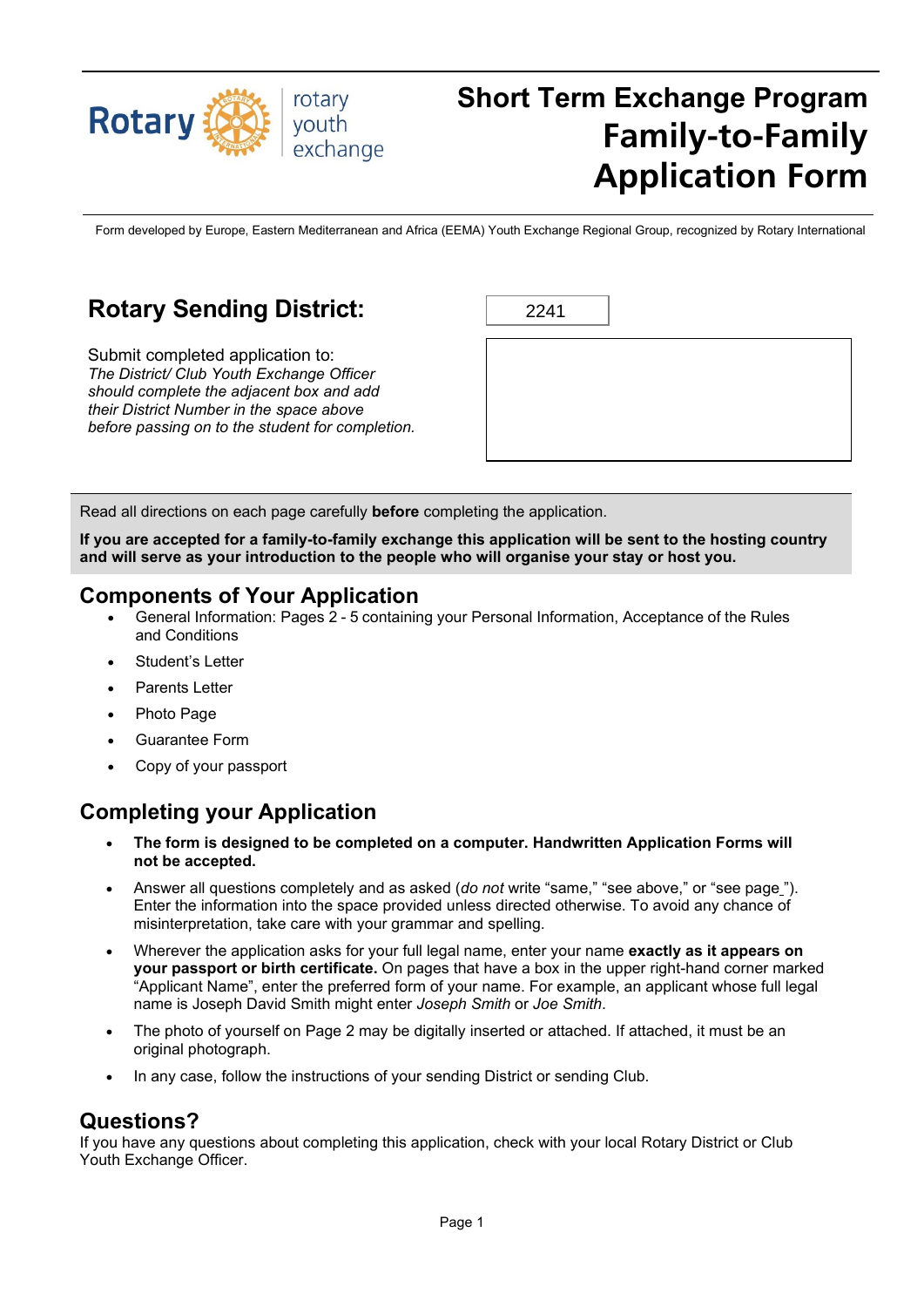Rotary | rotary youth exchange

# Short Term Exchange Program Family-to-Family Application Form

Form developed by Europe, Eastern Mediterranean and Africa (EEMA) Youth Exchange Regional Group, recognized by Rotary International

## Rotary Sending District:

2241

Submit completed application to:
*The District/ Club Youth Exchange Officer should complete the adjacent box and add their District Number in the space above before passing on to the student for completion.*

Read all directions on each page carefully **before** completing the application.

**If you are accepted for a family-to-family exchange this application will be sent to the hosting country and will serve as your introduction to the people who will organise your stay or host you.**

## Components of Your Application

- General Information: Pages 2 - 5 containing your Personal Information, Acceptance of the Rules and Conditions
- Student's Letter
- Parents Letter
- Photo Page
- Guarantee Form
- Copy of your passport

## Completing your Application

- **The form is designed to be completed on a computer. Handwritten Application Forms will not be accepted.**
- Answer all questions completely and as asked (*do not* write "same," "see above," or "see page_"). Enter the information into the space provided unless directed otherwise. To avoid any chance of misinterpretation, take care with your grammar and spelling.
- Wherever the application asks for your full legal name, enter your name **exactly as it appears on your passport or birth certificate.** On pages that have a box in the upper right-hand corner marked "Applicant Name", enter the preferred form of your name. For example, an applicant whose full legal name is Joseph David Smith might enter *Joseph Smith* or *Joe Smith*.
- The photo of yourself on Page 2 may be digitally inserted or attached. If attached, it must be an original photograph.
- In any case, follow the instructions of your sending District or sending Club.

## Questions?

If you have any questions about completing this application, check with your local Rotary District or Club Youth Exchange Officer.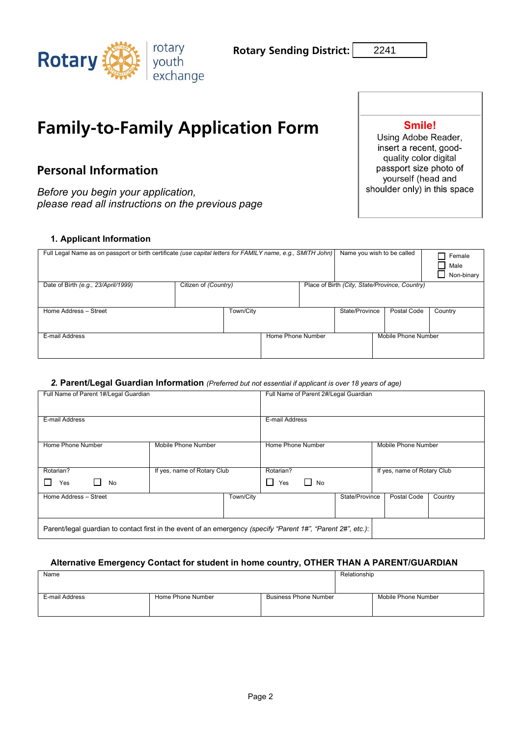rotary youth exchange

**Rotary Sending District:** 2241

# Family-to-Family Application Form

**Smile!**
Using Adobe Reader, insert a recent, good-quality color digital passport size photo of yourself (head and shoulder only) in this space

## Personal Information

*Before you begin your application, please read all instructions on the previous page*

### 1. Applicant Information

| Full Legal Name as on passport or birth certificate *(use capital letters for FAMILY name, e.g., SMITH John)* | | | Name you wish to be called | | ☐ Female ☐ Male ☐ Non-binary |
|---|---|---|---|---|---|
| Date of Birth *(e.g., 23/April/1999)* | Citizen of *(Country)* | Place of Birth *(City, State/Province, Country)* | | | |
| Home Address – Street | Town/City | | State/Province | Postal Code | Country |
| E-mail Address | Home Phone Number | | Mobile Phone Number | | |

### 2. Parent/Legal Guardian Information *(Preferred but not essential if applicant is over 18 years of age)*

| Full Name of Parent 1#/Legal Guardian | | | Full Name of Parent 2#/Legal Guardian | | |
|---|---|---|---|---|---|
| E-mail Address | | | E-mail Address | | |
| Home Phone Number | Mobile Phone Number | | Home Phone Number | Mobile Phone Number | |
| Rotarian? ☐ Yes ☐ No | If yes, name of Rotary Club | | Rotarian? ☐ Yes ☐ No | If yes, name of Rotary Club | |
| Home Address – Street | Town/City | | State/Province | Postal Code | Country |
| Parent/legal guardian to contact first in the event of an emergency *(specify "Parent 1#", "Parent 2#", etc.)*: | | | | | |

### Alternative Emergency Contact for student in home country, OTHER THAN A PARENT/GUARDIAN

| Name | | | Relationship |
|---|---|---|---|
| E-mail Address | Home Phone Number | Business Phone Number | Mobile Phone Number |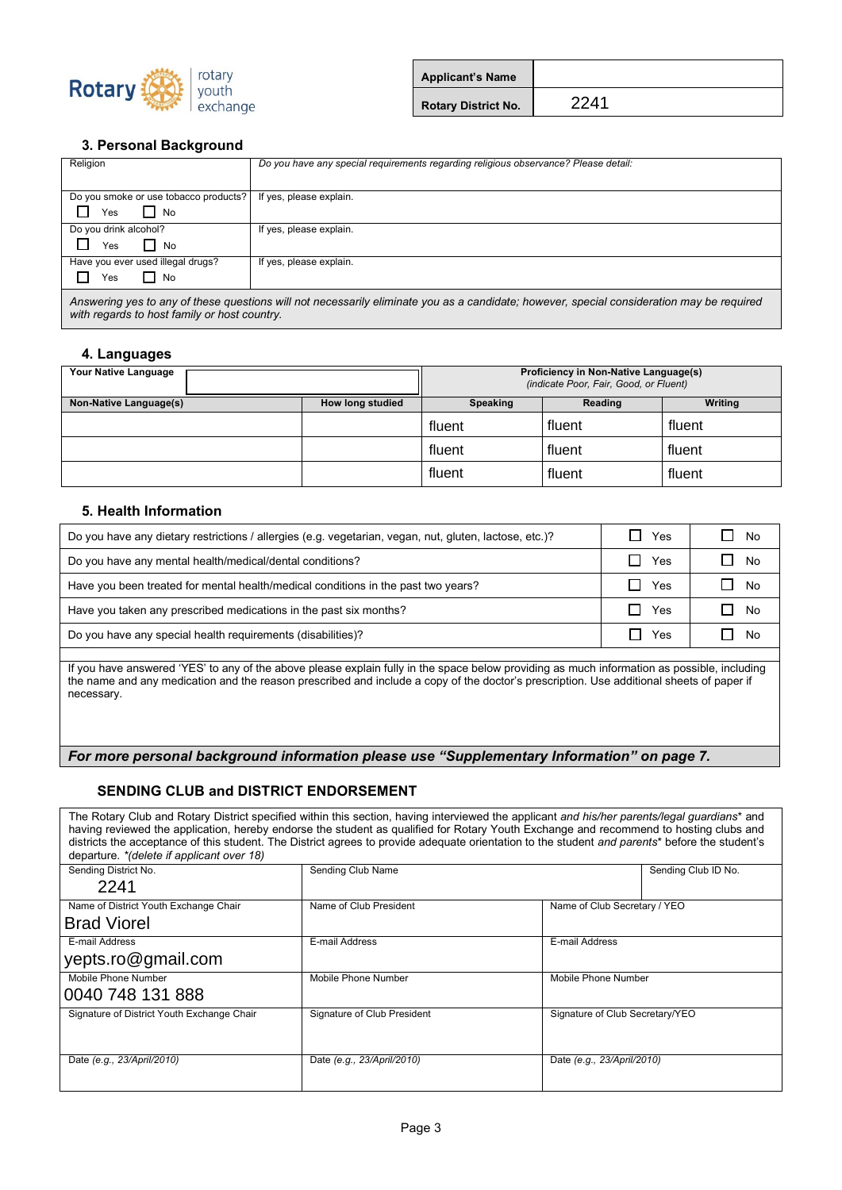Rotary youth exchange

| Applicant's Name | |
|---|---|
| Rotary District No. | 2241 |

### 3. Personal Background

| Religion | *Do you have any special requirements regarding religious observance? Please detail:* |
|---|---|
| Do you smoke or use tobacco products? ☐ Yes ☐ No | If yes, please explain. |
| Do you drink alcohol? ☐ Yes ☐ No | If yes, please explain. |
| Have you ever used illegal drugs? ☐ Yes ☐ No | If yes, please explain. |

*Answering yes to any of these questions will not necessarily eliminate you as a candidate; however, special consideration may be required with regards to host family or host country.*

### 4. Languages

| Your Native Language | | Proficiency in Non-Native Language(s) *(indicate Poor, Fair, Good, or Fluent)* | | |
|---|---|---|---|---|
| **Non-Native Language(s)** | **How long studied** | **Speaking** | **Reading** | **Writing** |
| | | fluent | fluent | fluent |
| | | fluent | fluent | fluent |
| | | fluent | fluent | fluent |

### 5. Health Information

| | | |
|---|---|---|
| Do you have any dietary restrictions / allergies (e.g. vegetarian, vegan, nut, gluten, lactose, etc.)? | ☐ Yes | ☐ No |
| Do you have any mental health/medical/dental conditions? | ☐ Yes | ☐ No |
| Have you been treated for mental health/medical conditions in the past two years? | ☐ Yes | ☐ No |
| Have you taken any prescribed medications in the past six months? | ☐ Yes | ☐ No |
| Do you have any special health requirements (disabilities)? | ☐ Yes | ☐ No |

If you have answered 'YES' to any of the above please explain fully in the space below providing as much information as possible, including the name and any medication and the reason prescribed and include a copy of the doctor's prescription. Use additional sheets of paper if necessary.

***For more personal background information please use "Supplementary Information" on page 7.***

### SENDING CLUB and DISTRICT ENDORSEMENT

The Rotary Club and Rotary District specified within this section, having interviewed the applicant *and his/her parents/legal guardians*\* and having reviewed the application, hereby endorse the student as qualified for Rotary Youth Exchange and recommend to hosting clubs and districts the acceptance of this student. The District agrees to provide adequate orientation to the student *and parents*\* before the student's departure. *\*(delete if applicant over 18)*

| Sending District No. 2241 | Sending Club Name | Sending Club ID No. |
|---|---|---|
| Name of District Youth Exchange Chair Brad Viorel | Name of Club President | Name of Club Secretary / YEO |
| E-mail Address yepts.ro@gmail.com | E-mail Address | E-mail Address |
| Mobile Phone Number 0040 748 131 888 | Mobile Phone Number | Mobile Phone Number |
| Signature of District Youth Exchange Chair | Signature of Club President | Signature of Club Secretary/YEO |
| Date *(e.g., 23/April/2010)* | Date *(e.g., 23/April/2010)* | Date *(e.g., 23/April/2010)* |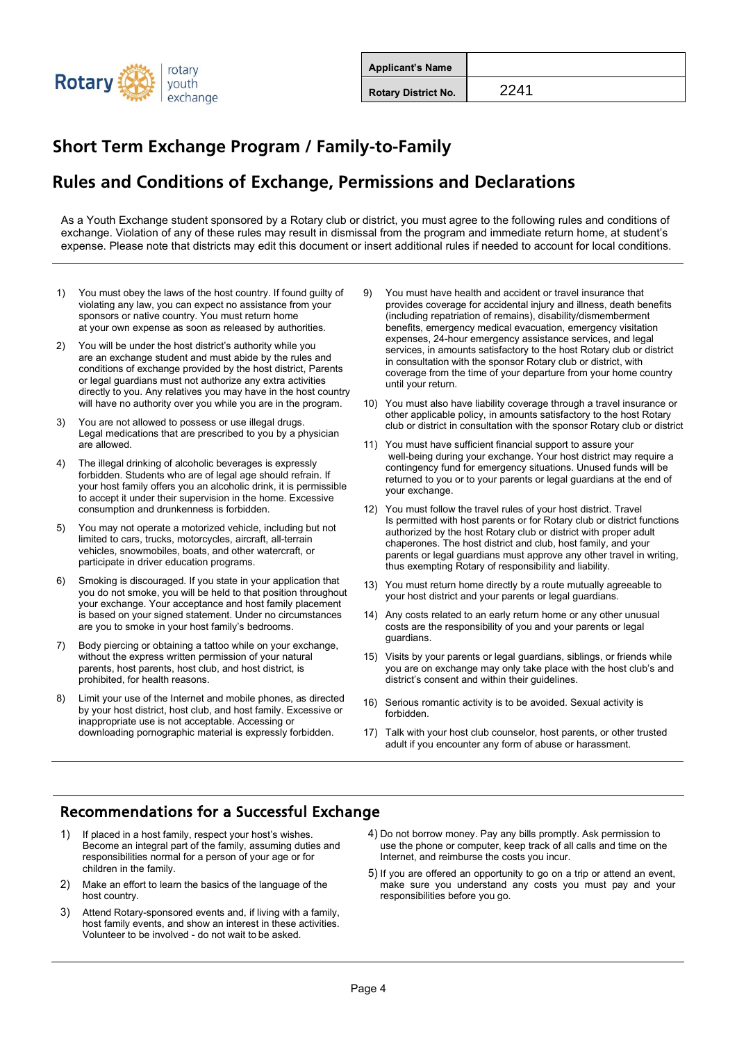Rotary | rotary youth exchange

| Applicant's Name | |
|---|---|
| Rotary District No. | 2241 |

# Short Term Exchange Program / Family-to-Family

# Rules and Conditions of Exchange, Permissions and Declarations

As a Youth Exchange student sponsored by a Rotary club or district, you must agree to the following rules and conditions of exchange. Violation of any of these rules may result in dismissal from the program and immediate return home, at student's expense. Please note that districts may edit this document or insert additional rules if needed to account for local conditions.

1) You must obey the laws of the host country. If found guilty of violating any law, you can expect no assistance from your sponsors or native country. You must return home at your own expense as soon as released by authorities.
2) You will be under the host district's authority while you are an exchange student and must abide by the rules and conditions of exchange provided by the host district, Parents or legal guardians must not authorize any extra activities directly to you. Any relatives you may have in the host country will have no authority over you while you are in the program.
3) You are not allowed to possess or use illegal drugs. Legal medications that are prescribed to you by a physician are allowed.
4) The illegal drinking of alcoholic beverages is expressly forbidden. Students who are of legal age should refrain. If your host family offers you an alcoholic drink, it is permissible to accept it under their supervision in the home. Excessive consumption and drunkenness is forbidden.
5) You may not operate a motorized vehicle, including but not limited to cars, trucks, motorcycles, aircraft, all-terrain vehicles, snowmobiles, boats, and other watercraft, or participate in driver education programs.
6) Smoking is discouraged. If you state in your application that you do not smoke, you will be held to that position throughout your exchange. Your acceptance and host family placement is based on your signed statement. Under no circumstances are you to smoke in your host family's bedrooms.
7) Body piercing or obtaining a tattoo while on your exchange, without the express written permission of your natural parents, host parents, host club, and host district, is prohibited, for health reasons.
8) Limit your use of the Internet and mobile phones, as directed by your host district, host club, and host family. Excessive or inappropriate use is not acceptable. Accessing or downloading pornographic material is expressly forbidden.
9) You must have health and accident or travel insurance that provides coverage for accidental injury and illness, death benefits (including repatriation of remains), disability/dismemberment benefits, emergency medical evacuation, emergency visitation expenses, 24-hour emergency assistance services, and legal services, in amounts satisfactory to the host Rotary club or district in consultation with the sponsor Rotary club or district, with coverage from the time of your departure from your home country until your return.
10) You must also have liability coverage through a travel insurance or other applicable policy, in amounts satisfactory to the host Rotary club or district in consultation with the sponsor Rotary club or district
11) You must have sufficient financial support to assure your well-being during your exchange. Your host district may require a contingency fund for emergency situations. Unused funds will be returned to you or to your parents or legal guardians at the end of your exchange.
12) You must follow the travel rules of your host district. Travel Is permitted with host parents or for Rotary club or district functions authorized by the host Rotary club or district with proper adult chaperones. The host district and club, host family, and your parents or legal guardians must approve any other travel in writing, thus exempting Rotary of responsibility and liability.
13) You must return home directly by a route mutually agreeable to your host district and your parents or legal guardians.
14) Any costs related to an early return home or any other unusual costs are the responsibility of you and your parents or legal guardians.
15) Visits by your parents or legal guardians, siblings, or friends while you are on exchange may only take place with the host club's and district's consent and within their guidelines.
16) Serious romantic activity is to be avoided. Sexual activity is forbidden.
17) Talk with your host club counselor, host parents, or other trusted adult if you encounter any form of abuse or harassment.

## Recommendations for a Successful Exchange

1) If placed in a host family, respect your host's wishes. Become an integral part of the family, assuming duties and responsibilities normal for a person of your age or for children in the family.
2) Make an effort to learn the basics of the language of the host country.
3) Attend Rotary-sponsored events and, if living with a family, host family events, and show an interest in these activities. Volunteer to be involved - do not wait to be asked.
4) Do not borrow money. Pay any bills promptly. Ask permission to use the phone or computer, keep track of all calls and time on the Internet, and reimburse the costs you incur.
5) If you are offered an opportunity to go on a trip or attend an event, make sure you understand any costs you must pay and your responsibilities before you go.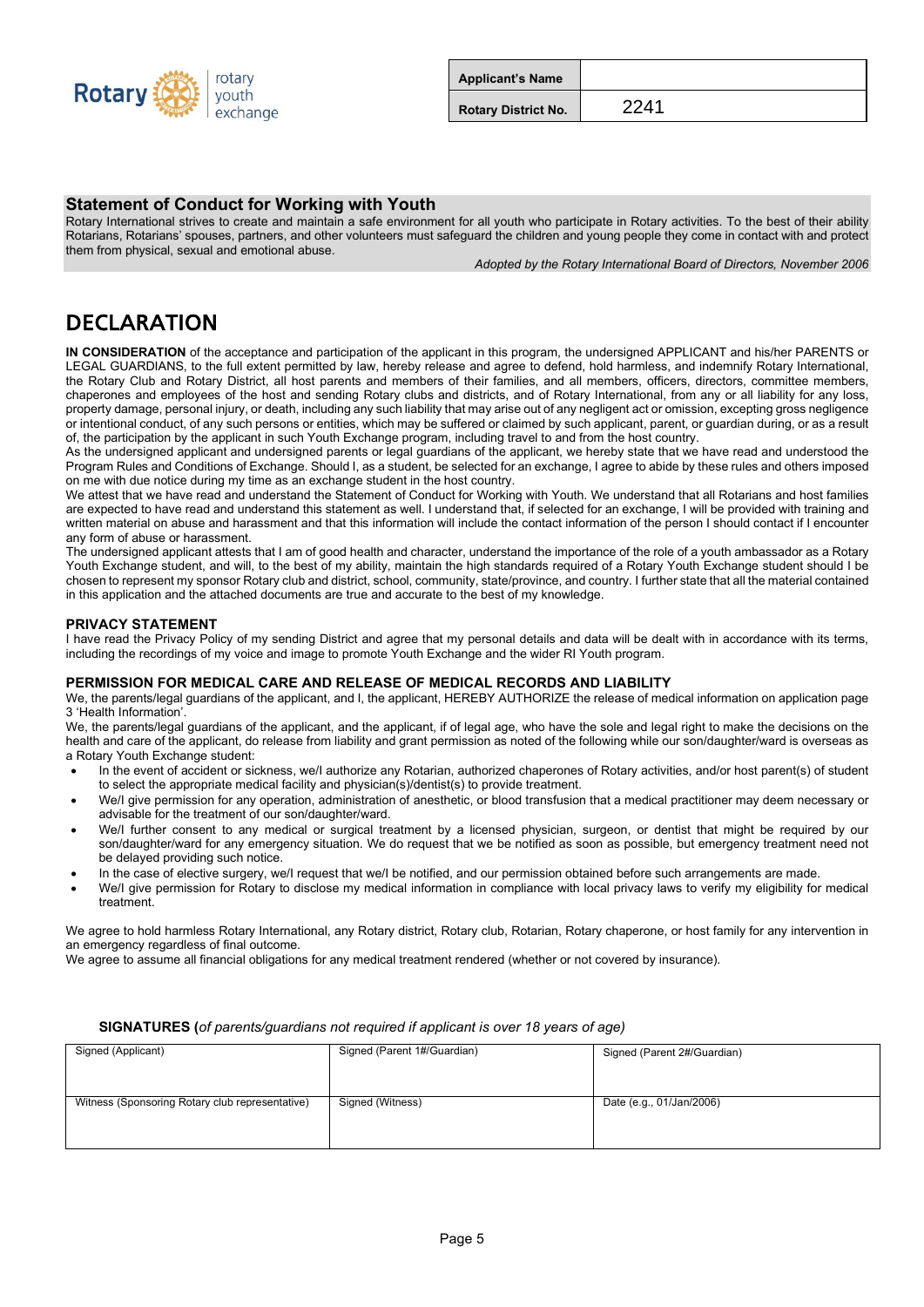| Applicant's Name | |
|---|---|
| Rotary District No. | 2241 |

### Statement of Conduct for Working with Youth

Rotary International strives to create and maintain a safe environment for all youth who participate in Rotary activities. To the best of their ability Rotarians, Rotarians' spouses, partners, and other volunteers must safeguard the children and young people they come in contact with and protect them from physical, sexual and emotional abuse.

*Adopted by the Rotary International Board of Directors, November 2006*

# DECLARATION

**IN CONSIDERATION** of the acceptance and participation of the applicant in this program, the undersigned APPLICANT and his/her PARENTS or LEGAL GUARDIANS, to the full extent permitted by law, hereby release and agree to defend, hold harmless, and indemnify Rotary International, the Rotary Club and Rotary District, all host parents and members of their families, and all members, officers, directors, committee members, chaperones and employees of the host and sending Rotary clubs and districts, and of Rotary International, from any or all liability for any loss, property damage, personal injury, or death, including any such liability that may arise out of any negligent act or omission, excepting gross negligence or intentional conduct, of any such persons or entities, which may be suffered or claimed by such applicant, parent, or guardian during, or as a result of, the participation by the applicant in such Youth Exchange program, including travel to and from the host country.

As the undersigned applicant and undersigned parents or legal guardians of the applicant, we hereby state that we have read and understood the Program Rules and Conditions of Exchange. Should I, as a student, be selected for an exchange, I agree to abide by these rules and others imposed on me with due notice during my time as an exchange student in the host country.

We attest that we have read and understand the Statement of Conduct for Working with Youth. We understand that all Rotarians and host families are expected to have read and understand this statement as well. I understand that, if selected for an exchange, I will be provided with training and written material on abuse and harassment and that this information will include the contact information of the person I should contact if I encounter any form of abuse or harassment.

The undersigned applicant attests that I am of good health and character, understand the importance of the role of a youth ambassador as a Rotary Youth Exchange student, and will, to the best of my ability, maintain the high standards required of a Rotary Youth Exchange student should I be chosen to represent my sponsor Rotary club and district, school, community, state/province, and country. I further state that all the material contained in this application and the attached documents are true and accurate to the best of my knowledge.

### PRIVACY STATEMENT

I have read the Privacy Policy of my sending District and agree that my personal details and data will be dealt with in accordance with its terms, including the recordings of my voice and image to promote Youth Exchange and the wider RI Youth program.

### PERMISSION FOR MEDICAL CARE AND RELEASE OF MEDICAL RECORDS AND LIABILITY

We, the parents/legal guardians of the applicant, and I, the applicant, HEREBY AUTHORIZE the release of medical information on application page 3 'Health Information'.

We, the parents/legal guardians of the applicant, and the applicant, if of legal age, who have the sole and legal right to make the decisions on the health and care of the applicant, do release from liability and grant permission as noted of the following while our son/daughter/ward is overseas as a Rotary Youth Exchange student:

- In the event of accident or sickness, we/I authorize any Rotarian, authorized chaperones of Rotary activities, and/or host parent(s) of student to select the appropriate medical facility and physician(s)/dentist(s) to provide treatment.
- We/I give permission for any operation, administration of anesthetic, or blood transfusion that a medical practitioner may deem necessary or advisable for the treatment of our son/daughter/ward.
- We/I further consent to any medical or surgical treatment by a licensed physician, surgeon, or dentist that might be required by our son/daughter/ward for any emergency situation. We do request that we be notified as soon as possible, but emergency treatment need not be delayed providing such notice.
- In the case of elective surgery, we/I request that we/I be notified, and our permission obtained before such arrangements are made.
- We/I give permission for Rotary to disclose my medical information in compliance with local privacy laws to verify my eligibility for medical treatment.

We agree to hold harmless Rotary International, any Rotary district, Rotary club, Rotarian, Rotary chaperone, or host family for any intervention in an emergency regardless of final outcome.

We agree to assume all financial obligations for any medical treatment rendered (whether or not covered by insurance).

**SIGNATURES (***of parents/guardians not required if applicant is over 18 years of age)*

| Signed (Applicant) | Signed (Parent 1#/Guardian) | Signed (Parent 2#/Guardian) |
|---|---|---|
| Witness (Sponsoring Rotary club representative) | Signed (Witness) | Date (e.g., 01/Jan/2006) |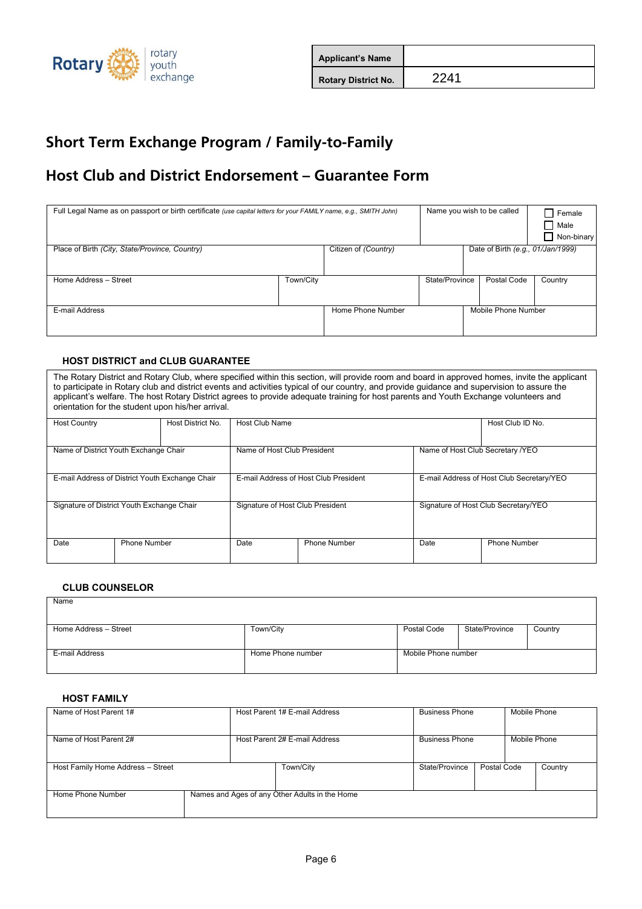Rotary | rotary youth exchange

| Applicant's Name | |
|---|---|
| Rotary District No. | 2241 |

# Short Term Exchange Program / Family-to-Family

# Host Club and District Endorsement – Guarantee Form

| Full Legal Name as on passport or birth certificate *(use capital letters for your FAMILY name, e.g., SMITH John)* | | | Name you wish to be called | ☐ Female ☐ Male ☐ Non-binary |
|---|---|---|---|---|
| Place of Birth *(City, State/Province, Country)* | Citizen of *(Country)* | | Date of Birth *(e.g., 01/Jan/1999)* | |
| Home Address – Street | Town/City | State/Province | Postal Code | Country |
| E-mail Address | Home Phone Number | | Mobile Phone Number | |

### HOST DISTRICT and CLUB GUARANTEE

The Rotary District and Rotary Club, where specified within this section, will provide room and board in approved homes, invite the applicant to participate in Rotary club and district events and activities typical of our country, and provide guidance and supervision to assure the applicant's welfare. The host Rotary District agrees to provide adequate training for host parents and Youth Exchange volunteers and orientation for the student upon his/her arrival.

| Host Country | Host District No. | Host Club Name | | Host Club ID No. | |
|---|---|---|---|---|---|
| Name of District Youth Exchange Chair | | Name of Host Club President | | Name of Host Club Secretary /YEO | |
| E-mail Address of District Youth Exchange Chair | | E-mail Address of Host Club President | | E-mail Address of Host Club Secretary/YEO | |
| Signature of District Youth Exchange Chair | | Signature of Host Club President | | Signature of Host Club Secretary/YEO | |
| Date | Phone Number | Date | Phone Number | Date | Phone Number |

### CLUB COUNSELOR

| Name | | | | |
|---|---|---|---|---|
| Home Address – Street | Town/City | Postal Code | State/Province | Country |
| E-mail Address | Home Phone number | Mobile Phone number | | |

### HOST FAMILY

| Name of Host Parent 1# | Host Parent 1# E-mail Address | Business Phone | | Mobile Phone |
|---|---|---|---|---|
| Name of Host Parent 2# | Host Parent 2# E-mail Address | Business Phone | | Mobile Phone |
| Host Family Home Address – Street | Town/City | State/Province | Postal Code | Country |
| Home Phone Number | Names and Ages of any Other Adults in the Home | | | |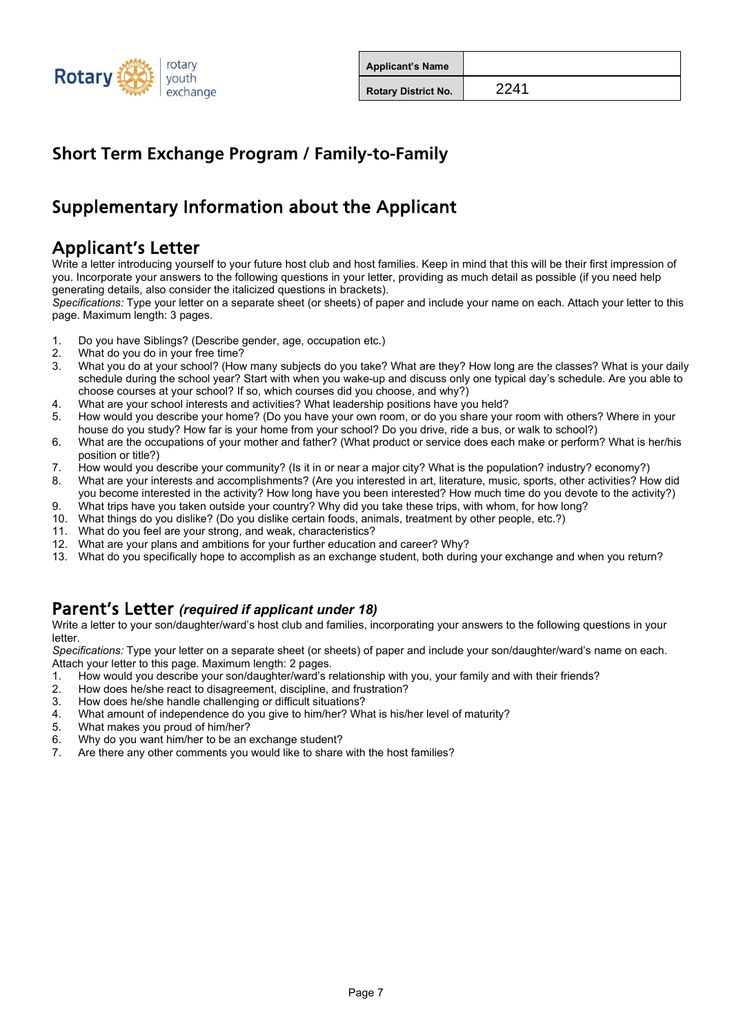Rotary | rotary youth exchange

| Applicant's Name | |
|---|---|
| Rotary District No. | 2241 |

# Short Term Exchange Program / Family-to-Family

## Supplementary Information about the Applicant

## Applicant's Letter

Write a letter introducing yourself to your future host club and host families. Keep in mind that this will be their first impression of you. Incorporate your answers to the following questions in your letter, providing as much detail as possible (if you need help generating details, also consider the italicized questions in brackets).

*Specifications:* Type your letter on a separate sheet (or sheets) of paper and include your name on each. Attach your letter to this page. Maximum length: 3 pages.

1. Do you have Siblings? (Describe gender, age, occupation etc.)
2. What do you do in your free time?
3. What you do at your school? (How many subjects do you take? What are they? How long are the classes? What is your daily schedule during the school year? Start with when you wake-up and discuss only one typical day's schedule. Are you able to choose courses at your school? If so, which courses did you choose, and why?)
4. What are your school interests and activities? What leadership positions have you held?
5. How would you describe your home? (Do you have your own room, or do you share your room with others? Where in your house do you study? How far is your home from your school? Do you drive, ride a bus, or walk to school?)
6. What are the occupations of your mother and father? (What product or service does each make or perform? What is her/his position or title?)
7. How would you describe your community? (Is it in or near a major city? What is the population? industry? economy?)
8. What are your interests and accomplishments? (Are you interested in art, literature, music, sports, other activities? How did you become interested in the activity? How long have you been interested? How much time do you devote to the activity?)
9. What trips have you taken outside your country? Why did you take these trips, with whom, for how long?
10. What things do you dislike? (Do you dislike certain foods, animals, treatment by other people, etc.?)
11. What do you feel are your strong, and weak, characteristics?
12. What are your plans and ambitions for your further education and career? Why?
13. What do you specifically hope to accomplish as an exchange student, both during your exchange and when you return?

## Parent's Letter ***(required if applicant under 18)***

Write a letter to your son/daughter/ward's host club and families, incorporating your answers to the following questions in your letter.

*Specifications:* Type your letter on a separate sheet (or sheets) of paper and include your son/daughter/ward's name on each. Attach your letter to this page. Maximum length: 2 pages.

1. How would you describe your son/daughter/ward's relationship with you, your family and with their friends?
2. How does he/she react to disagreement, discipline, and frustration?
3. How does he/she handle challenging or difficult situations?
4. What amount of independence do you give to him/her? What is his/her level of maturity?
5. What makes you proud of him/her?
6. Why do you want him/her to be an exchange student?
7. Are there any other comments you would like to share with the host families?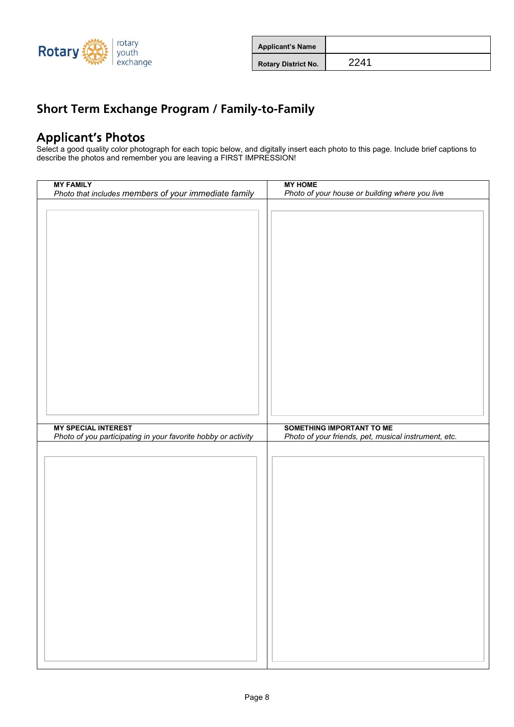Rotary rotary youth exchange

| | |
|---|---|
| **Applicant's Name** | |
| **Rotary District No.** | 2241 |

## Short Term Exchange Program / Family-to-Family

## Applicant's Photos

Select a good quality color photograph for each topic below, and digitally insert each photo to this page. Include brief captions to describe the photos and remember you are leaving a FIRST IMPRESSION!

| | |
|---|---|
| **MY FAMILY**<br>*Photo that includes members of your immediate family* | **MY HOME**<br>*Photo of your house or building where you live* |
| | |
| **MY SPECIAL INTEREST**<br>*Photo of you participating in your favorite hobby or activity* | **SOMETHING IMPORTANT TO ME**<br>*Photo of your friends, pet, musical instrument, etc.* |
| | |